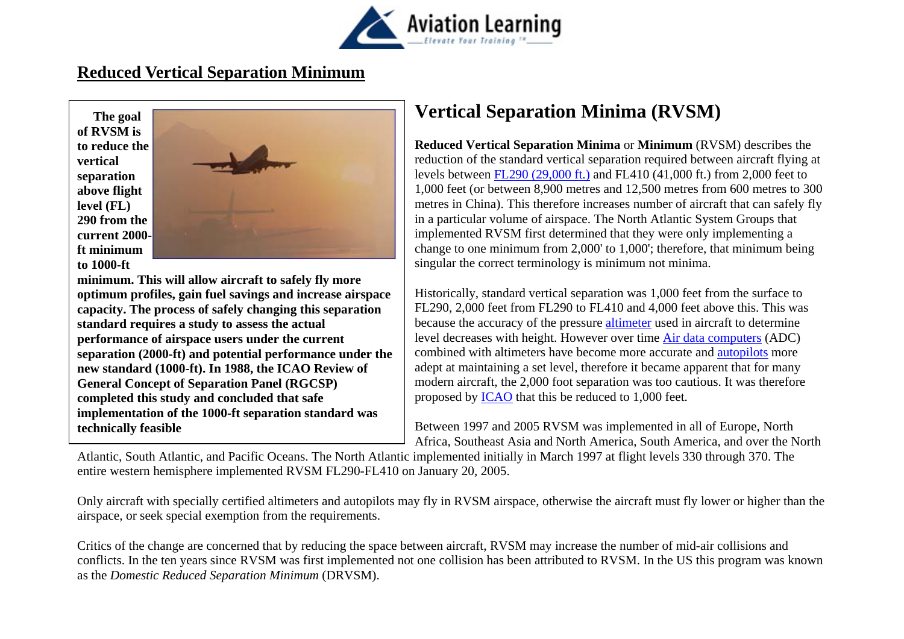# Reduced Vertical Separation Minimum

**The goal of RVSM is to reduce the vertical separation above flight level (FL) 290 from the current 2000-ft minimum to 1000-ft minimum. This will allow aircraft to safely fly more optimum profiles, gain fuel savings and increase airspace capacity. The process of safely changing this separation standard requires a study to assess the actual performance of airspace users under the current separation (2000-ft) and potential performance under the new standard (1000-ft). In 1988, the ICAO Review of General Concept of Separation Panel (RGCSP) completed this study and concluded that safe implementation of the 1000-ft separation standard was technically feasible**

## Vertical Separation Minima (RVSM)

**Reduced Vertical Separation Minima** or **Minimum** (RVSM) describes the reduction of the standard vertical separation required between aircraft flying at levels between FL290 (29,000 ft.) and FL410 (41,000 ft.) from 2,000 feet to 1,000 feet (or between 8,900 metres and 12,500 metres from 600 metres to 300 metres in China). This therefore increases number of aircraft that can safely fly in a particular volume of airspace. The North Atlantic System Groups that implemented RVSM first determined that they were only implementing a change to one minimum from 2,000' to 1,000'; therefore, that minimum being singular the correct terminology is minimum not minima.

Historically, standard vertical separation was 1,000 feet from the surface to FL290, 2,000 feet from FL290 to FL410 and 4,000 feet above this. This was because the accuracy of the pressure altimeter used in aircraft to determine level decreases with height. However over time Air data computers (ADC) combined with altimeters have become more accurate and autopilots more adept at maintaining a set level, therefore it became apparent that for many modern aircraft, the 2,000 foot separation was too cautious. It was therefore proposed by ICAO that this be reduced to 1,000 feet.

Between 1997 and 2005 RVSM was implemented in all of Europe, North Africa, Southeast Asia and North America, South America, and over the North Atlantic, South Atlantic, and Pacific Oceans. The North Atlantic implemented initially in March 1997 at flight levels 330 through 370. The entire western hemisphere implemented RVSM FL290-FL410 on January 20, 2005.

Only aircraft with specially certified altimeters and autopilots may fly in RVSM airspace, otherwise the aircraft must fly lower or higher than the airspace, or seek special exemption from the requirements.

Critics of the change are concerned that by reducing the space between aircraft, RVSM may increase the number of mid-air collisions and conflicts. In the ten years since RVSM was first implemented not one collision has been attributed to RVSM. In the US this program was known as the *Domestic Reduced Separation Minimum* (DRVSM).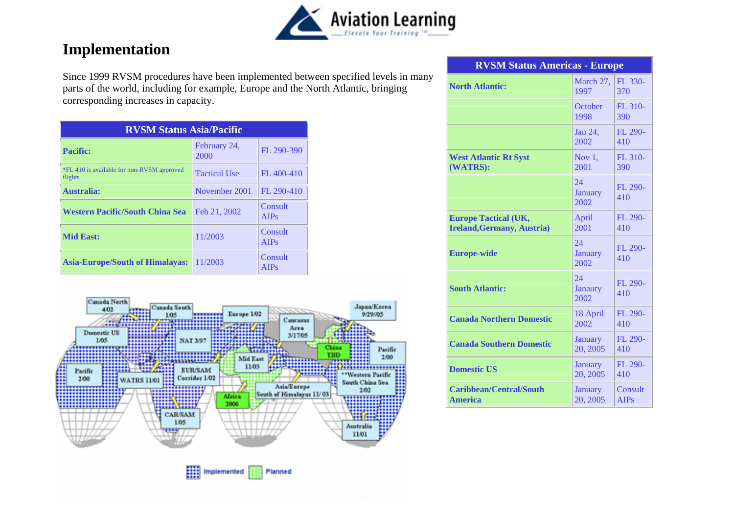# Implementation

Since 1999 RVSM procedures have been implemented between specified levels in many parts of the world, including for example, Europe and the North Atlantic, bringing corresponding increases in capacity.

| RVSM Status Asia/Pacific | | |
|---|---|---|
| **Pacific:** | February 24, 2000 | FL 290-390 |
| *FL 410 is available for non-RVSM approved flights | Tactical Use | FL 400-410 |
| **Australia:** | November 2001 | FL 290-410 |
| **Western Pacific/South China Sea** | Feb 21, 2002 | Consult AIPs |
| **Mid East:** | 11/2003 | Consult AIPs |
| **Asia-Europe/South of Himalayas:** | 11/2003 | Consult AIPs |

| RVSM Status Americas - Europe | | |
|---|---|---|
| **North Atlantic:** | March 27, 1997 | FL 330-370 |
| | October 1998 | FL 310-390 |
| | Jan 24, 2002 | FL 290-410 |
| **West Atlantic Rt Syst (WATRS):** | Nov 1, 2001 | FL 310-390 |
| | 24 January 2002 | FL 290-410 |
| **Europe Tactical (UK, Ireland,Germany, Austria)** | April 2001 | FL 290-410 |
| **Europe-wide** | 24 January 2002 | FL 290-410 |
| **South Atlantic:** | 24 Janaury 2002 | FL 290-410 |
| **Canada Northern Domestic** | 18 April 2002 | FL 290-410 |
| **Canada Southern Domestic** | January 20, 2005 | FL 290-410 |
| **Domestic US** | January 20, 2005 | FL 290-410 |
| **Caribbean/Central/South America** | January 20, 2005 | Consult AIPs |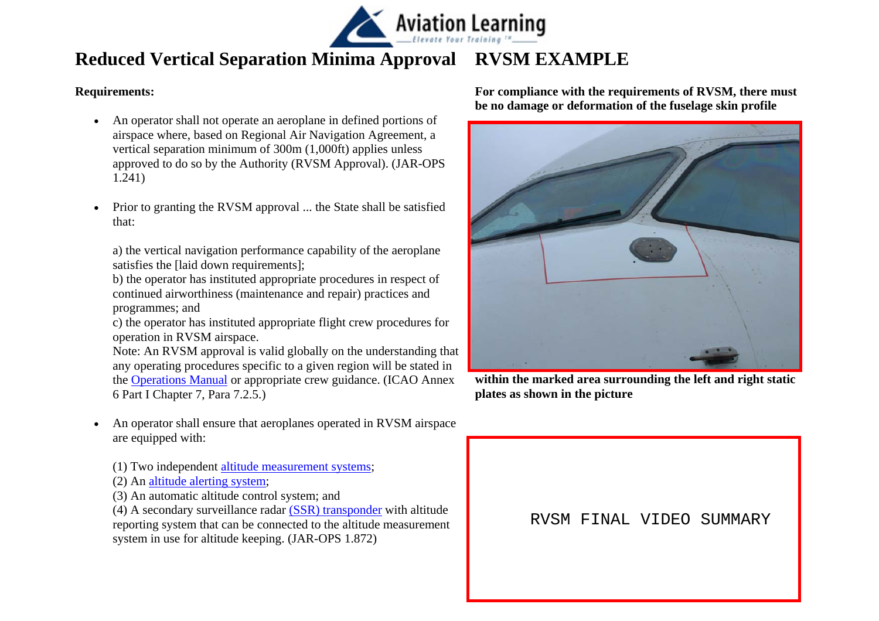# Reduced Vertical Separation Minima Approval

**Requirements:**

- An operator shall not operate an aeroplane in defined portions of airspace where, based on Regional Air Navigation Agreement, a vertical separation minimum of 300m (1,000ft) applies unless approved to do so by the Authority (RVSM Approval). (JAR-OPS 1.241)

- Prior to granting the RVSM approval ... the State shall be satisfied that:

  a) the vertical navigation performance capability of the aeroplane satisfies the [laid down requirements];
  b) the operator has instituted appropriate procedures in respect of continued airworthiness (maintenance and repair) practices and programmes; and
  c) the operator has instituted appropriate flight crew procedures for operation in RVSM airspace.
  Note: An RVSM approval is valid globally on the understanding that any operating procedures specific to a given region will be stated in the Operations Manual or appropriate crew guidance. (ICAO Annex 6 Part I Chapter 7, Para 7.2.5.)

- An operator shall ensure that aeroplanes operated in RVSM airspace are equipped with:

  (1) Two independent altitude measurement systems;
  (2) An altitude alerting system;
  (3) An automatic altitude control system; and
  (4) A secondary surveillance radar (SSR) transponder with altitude reporting system that can be connected to the altitude measurement system in use for altitude keeping. (JAR-OPS 1.872)

# RVSM EXAMPLE

**For compliance with the requirements of RVSM, there must be no damage or deformation of the fuselage skin profile**

**within the marked area surrounding the left and right static plates as shown in the picture**

RVSM FINAL VIDEO SUMMARY